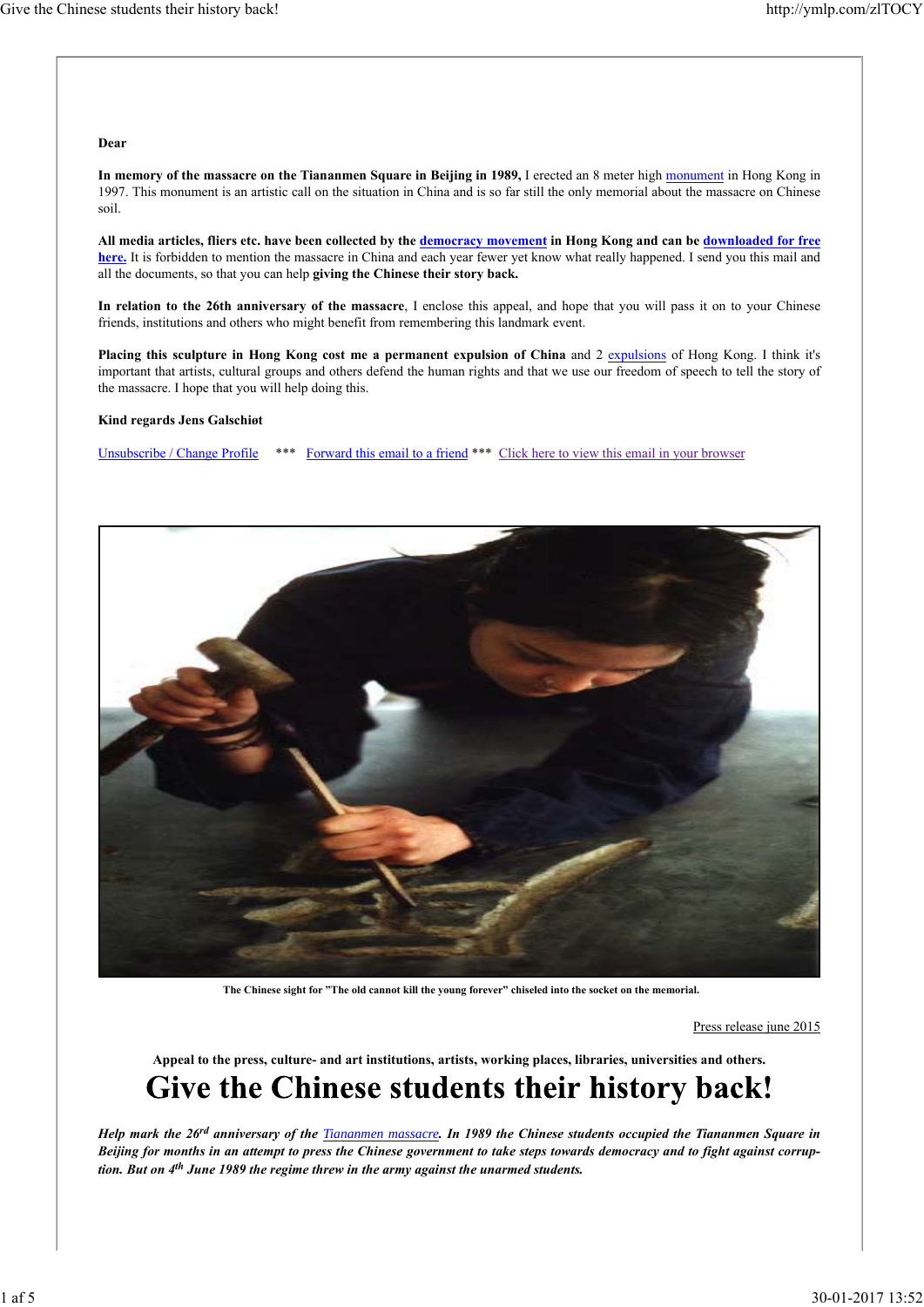**Dear**

**In memory of the massacre on the Tiananmen Square in Beijing in 1989,** I erected an 8 meter high monument in Hong Kong in 1997. This monument is an artistic call on the situation in China and is so far still the only memorial about the massacre on Chinese soil.

**All media articles, fliers etc. have been collected by the democracy movement in Hong Kong and can be downloaded for free here.** It is forbidden to mention the massacre in China and each year fewer yet know what really happened. I send you this mail and all the documents, so that you can help **giving the Chinese their story back.**

**In relation to the 26th anniversary of the massacre**, I enclose this appeal, and hope that you will pass it on to your Chinese friends, institutions and others who might benefit from remembering this landmark event.

**Placing this sculpture in Hong Kong cost me a permanent expulsion of China** and 2 expulsions of Hong Kong. I think it's important that artists, cultural groups and others defend the human rights and that we use our freedom of speech to tell the story of the massacre. I hope that you will help doing this.

**Kind regards Jens Galschiøt**

Unsubscribe / Change Profile \*\*\* Forward this email to a friend \*\*\* Click here to view this email in your browser

**The Chinese sight for "The old cannot kill the young forever" chiseled into the socket on the memorial.**

Press release june 2015

**Appeal to the press, culture- and art institutions, artists, working places, libraries, universities and others.**

# Give the Chinese students their history back!

***Help mark the 26rd anniversary of the Tiananmen massacre. In 1989 the Chinese students occupied the Tiananmen Square in Beijing for months in an attempt to press the Chinese government to take steps towards democracy and to fight against corruption. But on 4th June 1989 the regime threw in the army against the unarmed students.***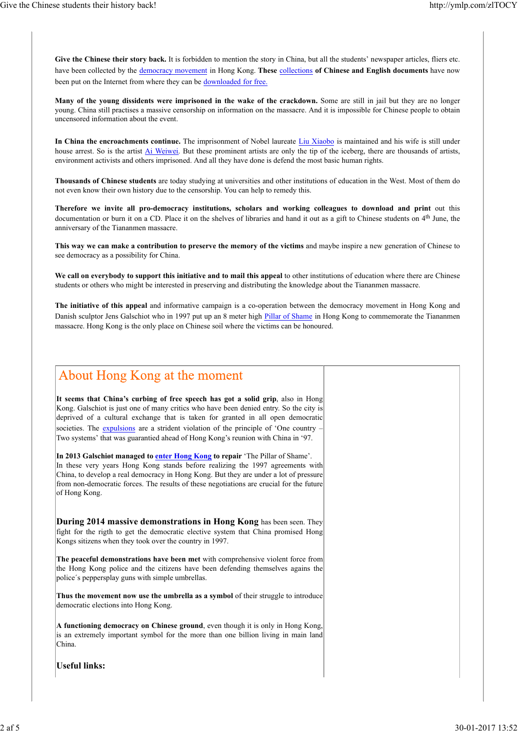**Give the Chinese their story back.** It is forbidden to mention the story in China, but all the students' newspaper articles, fliers etc. have been collected by the democracy movement in Hong Kong. **These** collections **of Chinese and English documents** have now been put on the Internet from where they can be downloaded for free.

**Many of the young dissidents were imprisoned in the wake of the crackdown.** Some are still in jail but they are no longer young. China still practises a massive censorship on information on the massacre. And it is impossible for Chinese people to obtain uncensored information about the event.

**In China the encroachments continue.** The imprisonment of Nobel laureate Liu Xiaobo is maintained and his wife is still under house arrest. So is the artist Ai Weiwei. But these prominent artists are only the tip of the iceberg, there are thousands of artists, environment activists and others imprisoned. And all they have done is defend the most basic human rights.

**Thousands of Chinese students** are today studying at universities and other institutions of education in the West. Most of them do not even know their own history due to the censorship. You can help to remedy this.

**Therefore we invite all pro-democracy institutions, scholars and working colleagues to download and print** out this documentation or burn it on a CD. Place it on the shelves of libraries and hand it out as a gift to Chinese students on 4th June, the anniversary of the Tiananmen massacre.

**This way we can make a contribution to preserve the memory of the victims** and maybe inspire a new generation of Chinese to see democracy as a possibility for China.

**We call on everybody to support this initiative and to mail this appeal** to other institutions of education where there are Chinese students or others who might be interested in preserving and distributing the knowledge about the Tiananmen massacre.

**The initiative of this appeal** and informative campaign is a co-operation between the democracy movement in Hong Kong and Danish sculptor Jens Galschiot who in 1997 put up an 8 meter high Pillar of Shame in Hong Kong to commemorate the Tiananmen massacre. Hong Kong is the only place on Chinese soil where the victims can be honoured.

## About Hong Kong at the moment

**It seems that China's curbing of free speech has got a solid grip**, also in Hong Kong. Galschiot is just one of many critics who have been denied entry. So the city is deprived of a cultural exchange that is taken for granted in all open democratic societies. The expulsions are a strident violation of the principle of 'One country – Two systems' that was guarantied ahead of Hong Kong's reunion with China in '97.

**In 2013 Galschiøt managed to enter Hong Kong to repair** 'The Pillar of Shame'.
In these very years Hong Kong stands before realizing the 1997 agreements with China, to develop a real democracy in Hong Kong. But they are under a lot of pressure from non-democratic forces. The results of these negotiations are crucial for the future of Hong Kong.

**During 2014 massive demonstrations in Hong Kong** has been seen. They fight for the rigth to get the democratic elective system that China promised Hong Kongs sitizens when they took over the country in 1997.

**The peaceful demonstrations have been met** with comprehensive violent force from the Hong Kong police and the citizens have been defending themselves agains the police´s peppersplay guns with simple umbrellas.

**Thus the movement now use the umbrella as a symbol** of their struggle to introduce democratic elections into Hong Kong.

**A functioning democracy on Chinese ground**, even though it is only in Hong Kong, is an extremely important symbol for the more than one billion living in main land China.

**Useful links:**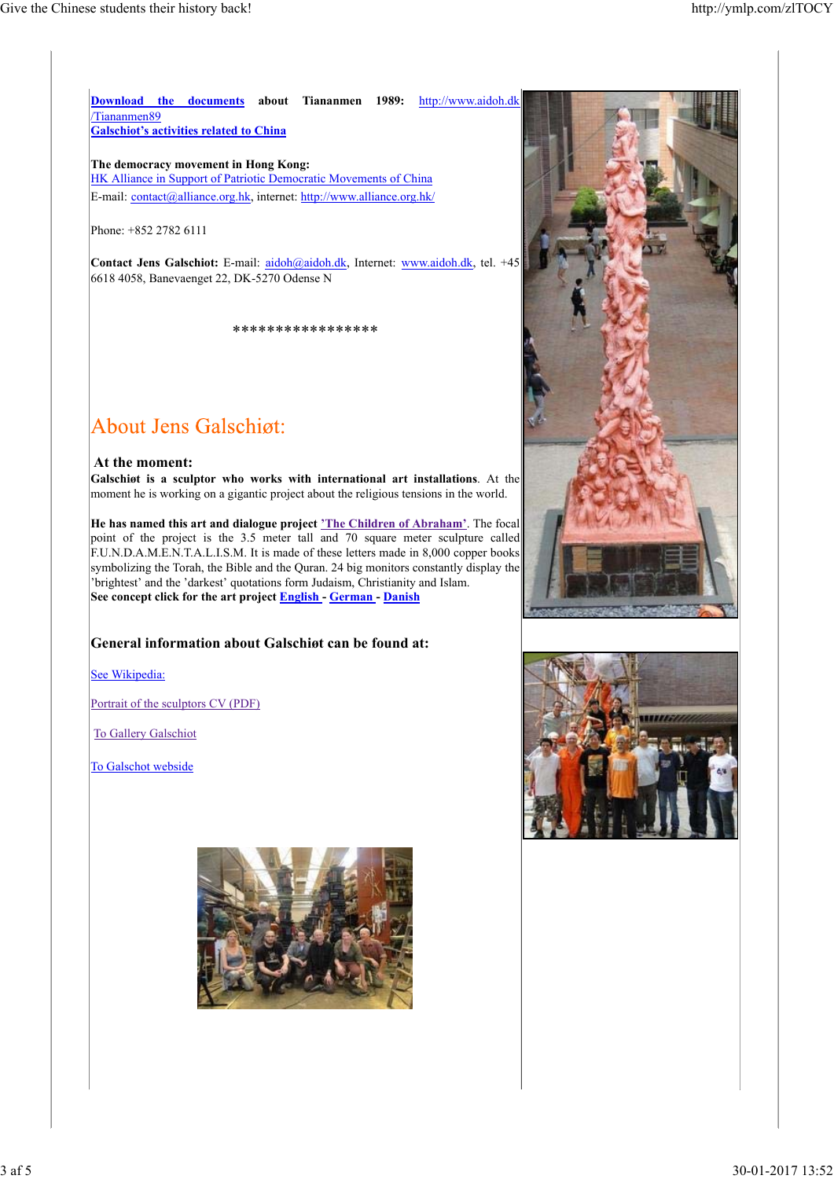**Download the documents** about Tiananmen 1989: http://www.aidoh.dk/Tiananmen89
**Galschiot's activities related to China**

**The democracy movement in Hong Kong:**
HK Alliance in Support of Patriotic Democratic Movements of China
E-mail: contact@alliance.org.hk, internet: http://www.alliance.org.hk/

Phone: +852 2782 6111

**Contact Jens Galschiot:** E-mail: aidoh@aidoh.dk, Internet: www.aidoh.dk, tel. +45 6618 4058, Banevaenget 22, DK-5270 Odense N

*****************

# About Jens Galschiøt:

### At the moment:

**Galschiøt is a sculptor who works with international art installations**. At the moment he is working on a gigantic project about the religious tensions in the world.

**He has named this art and dialogue project 'The Children of Abraham'**. The focal point of the project is the 3.5 meter tall and 70 square meter sculpture called F.U.N.D.A.M.E.N.T.A.L.I.S.M. It is made of 8,000 copper books symbolizing the Torah, the Bible and the Quran. 24 big monitors constantly display the 'brightest' and the 'darkest' quotations form Judaism, Christianity and Islam.
**See concept click for the art project English - German - Danish**

### General information about Galschiøt can be found at:

See Wikipedia:

Portrait of the sculptors CV (PDF)

To Gallery Galschiot

To Galschot webside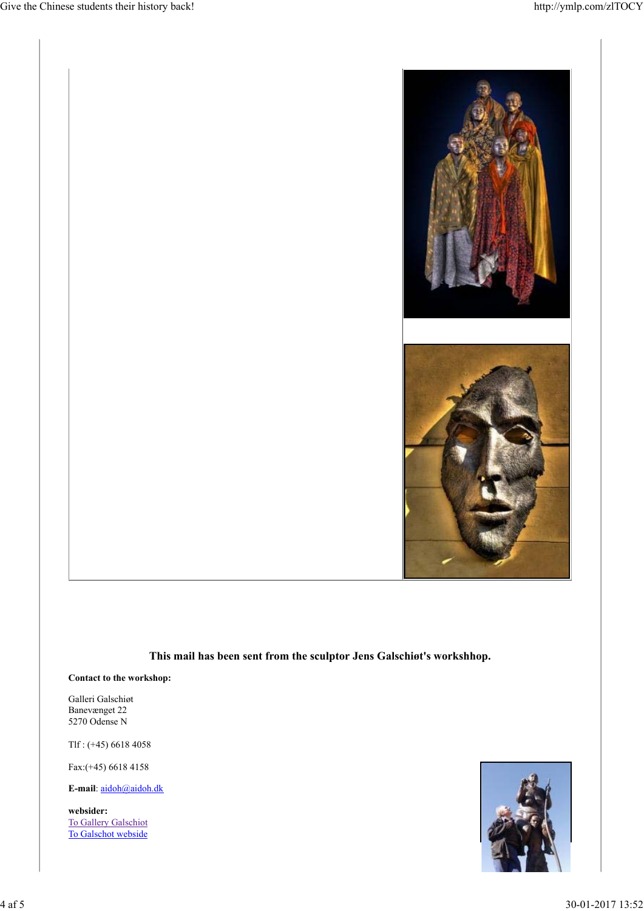**This mail has been sent from the sculptor Jens Galschiøt's workshhop.**

**Contact to the workshop:**

Galleri Galschiøt  
Banevænget 22  
5270 Odense N

Tlf : (+45) 6618 4058

Fax:(+45) 6618 4158

**E-mail**: aidoh@aidoh.dk

**websider:**  
To Gallery Galschiot  
To Galschot webside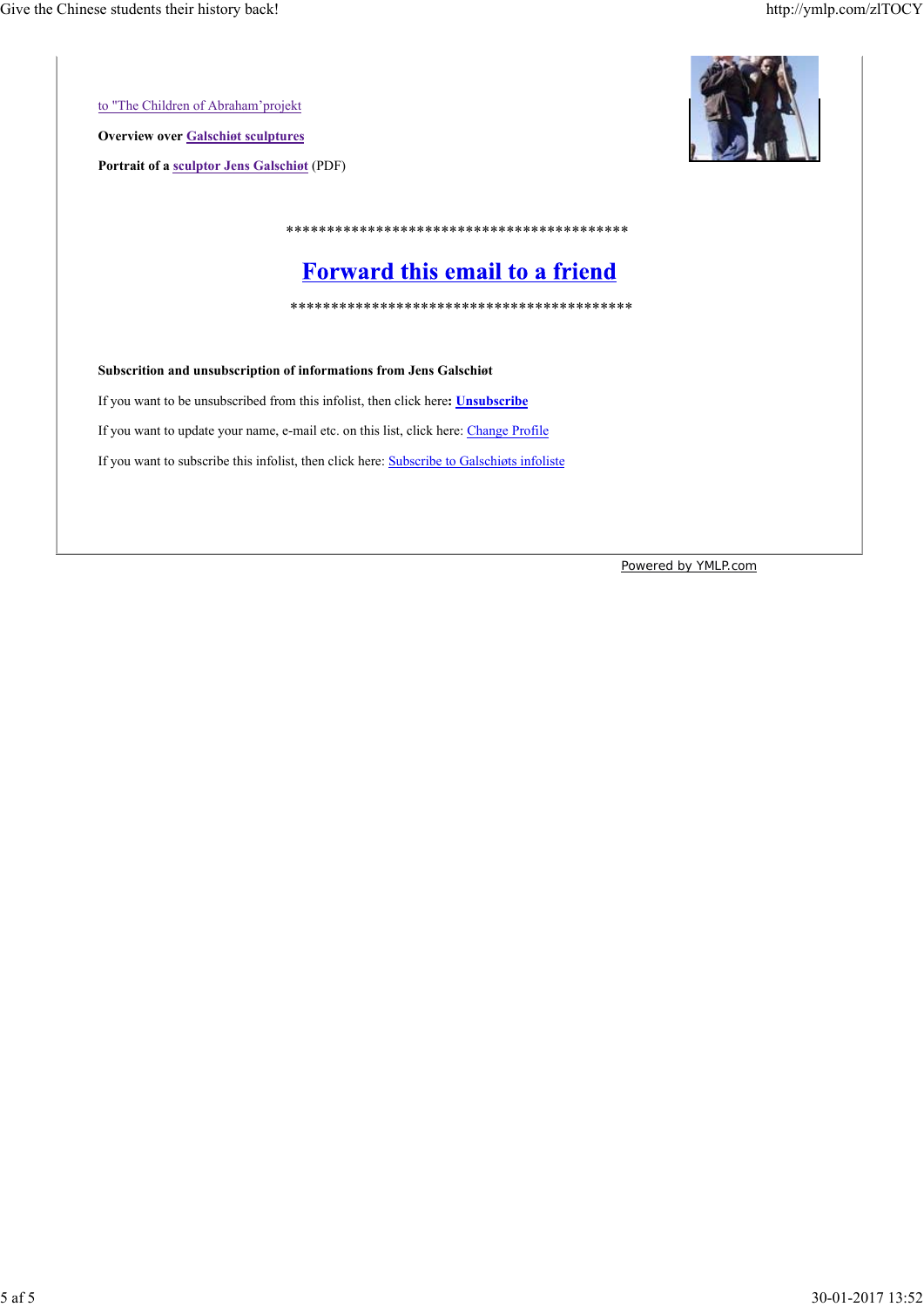to "The Children of Abraham'projekt

**Overview over Galschiøt sculptures**

**Portrait of a sculptor Jens Galschiøt** (PDF)

******************************************

# Forward this email to a friend

******************************************

**Subscrition and unsubscription of informations from Jens Galschiøt**

If you want to be unsubscribed from this infolist, then click here**: Unsubscribe**

If you want to update your name, e-mail etc. on this list, click here: Change Profile

If you want to subscribe this infolist, then click here: Subscribe to Galschiøts infoliste

Powered by YMLP.com